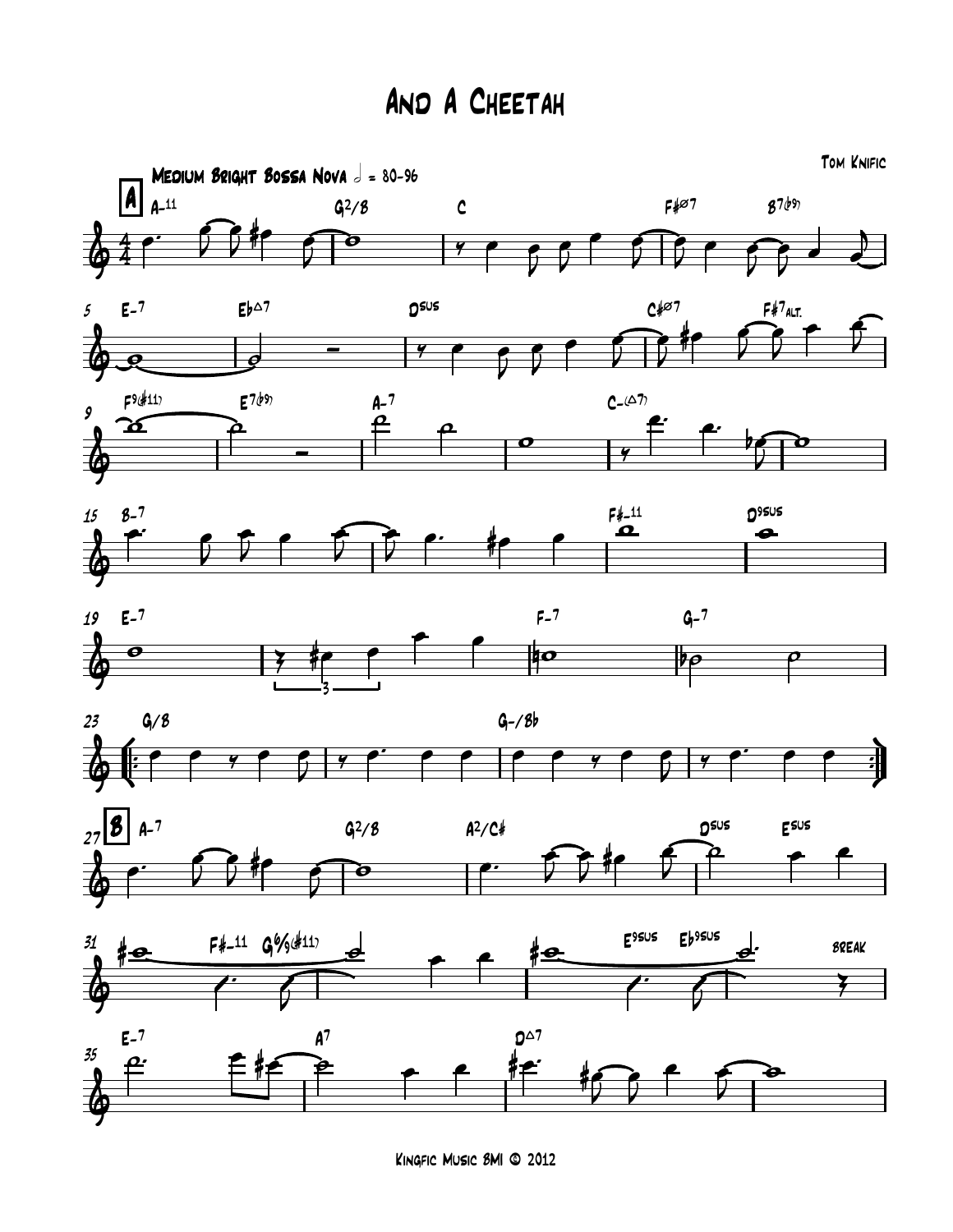# And A Cheetah

Tom Knific

Medium Bright Bossa Nova 𝅗𝅥 = 80-96

**A**

A-11 | G2/B | C | F♯ø7 B7(♭9) |

E-7 | E♭△7 | Dsus | C♯ø7 F♯7alt. |

F9(♯11) | E7(♭9) | A-7 | | C-(△7) | |

B-7 | | F♯-11 | D9sus |

E-7 | | F-7 G-7 |

G/B | | G-/B♭ | |

**B**

A-7 | G2/B | A2/C♯ | Dsus Esus |

F♯-11 G6/9(♯11) | | E9sus E♭9sus | break |

E-7 | A7 | D△7 | |

Kingfic Music BMI © 2012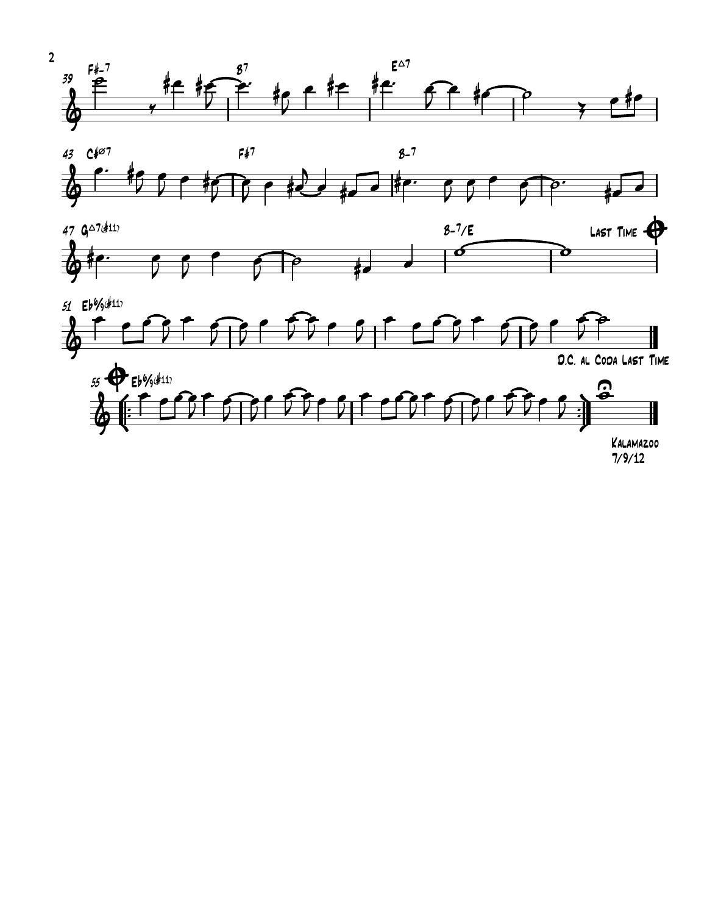F♯-7 B7 E△7

C♯ø7 F♯7 B-7

G△7(♯11) B-7/E

Last Time

Eb6/9(♯11)

D.C. al Coda Last Time

Eb6/9(♯11)

Kalamazoo
7/9/12